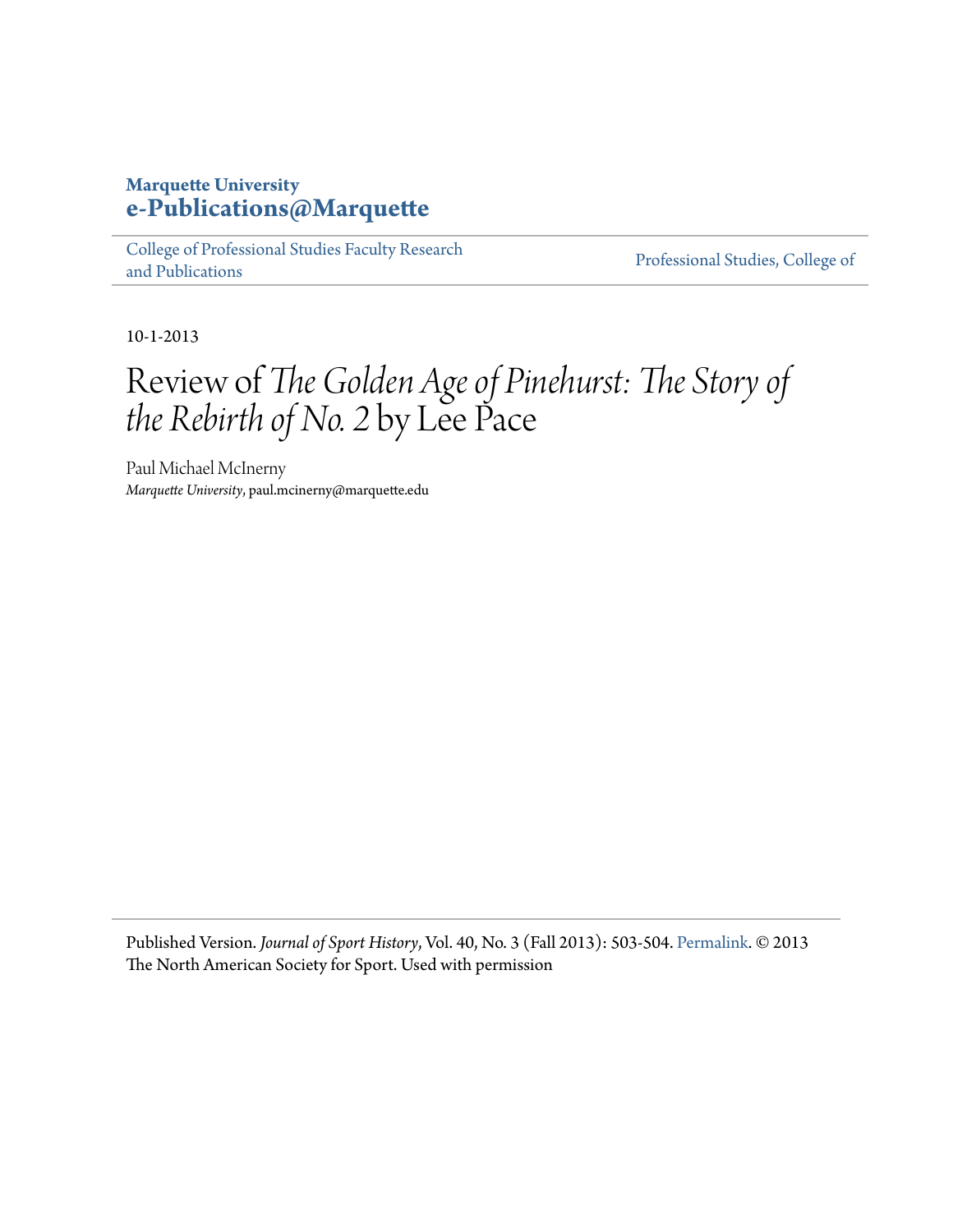**Marquette University**
**e-Publications@Marquette**

College of Professional Studies Faculty Research and Publications | Professional Studies, College of

10-1-2013

# Review of *The Golden Age of Pinehurst: The Story of the Rebirth of No. 2* by Lee Pace

Paul Michael McInerny
*Marquette University*, paul.mcinerny@marquette.edu

Published Version. *Journal of Sport History*, Vol. 40, No. 3 (Fall 2013): 503-504. Permalink. © 2013 The North American Society for Sport. Used with permission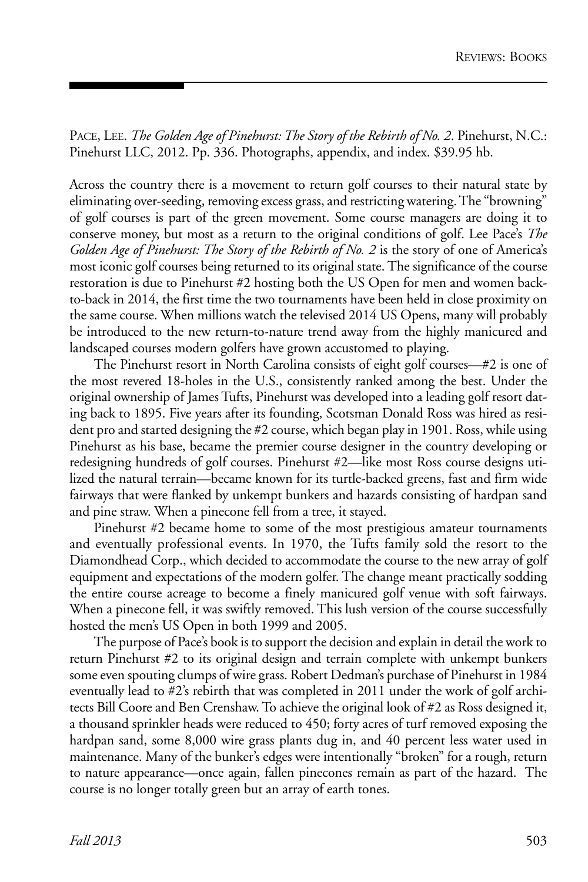PACE, LEE. *The Golden Age of Pinehurst: The Story of the Rebirth of No. 2*. Pinehurst, N.C.: Pinehurst LLC, 2012. Pp. 336. Photographs, appendix, and index. $39.95 hb.

Across the country there is a movement to return golf courses to their natural state by eliminating over-seeding, removing excess grass, and restricting watering. The "browning" of golf courses is part of the green movement. Some course managers are doing it to conserve money, but most as a return to the original conditions of golf. Lee Pace's *The Golden Age of Pinehurst: The Story of the Rebirth of No. 2* is the story of one of America's most iconic golf courses being returned to its original state. The significance of the course restoration is due to Pinehurst #2 hosting both the US Open for men and women back-to-back in 2014, the first time the two tournaments have been held in close proximity on the same course. When millions watch the televised 2014 US Opens, many will probably be introduced to the new return-to-nature trend away from the highly manicured and landscaped courses modern golfers have grown accustomed to playing.

The Pinehurst resort in North Carolina consists of eight golf courses—#2 is one of the most revered 18-holes in the U.S., consistently ranked among the best. Under the original ownership of James Tufts, Pinehurst was developed into a leading golf resort dating back to 1895. Five years after its founding, Scotsman Donald Ross was hired as resident pro and started designing the #2 course, which began play in 1901. Ross, while using Pinehurst as his base, became the premier course designer in the country developing or redesigning hundreds of golf courses. Pinehurst #2—like most Ross course designs utilized the natural terrain—became known for its turtle-backed greens, fast and firm wide fairways that were flanked by unkempt bunkers and hazards consisting of hardpan sand and pine straw. When a pinecone fell from a tree, it stayed.

Pinehurst #2 became home to some of the most prestigious amateur tournaments and eventually professional events. In 1970, the Tufts family sold the resort to the Diamondhead Corp., which decided to accommodate the course to the new array of golf equipment and expectations of the modern golfer. The change meant practically sodding the entire course acreage to become a finely manicured golf venue with soft fairways. When a pinecone fell, it was swiftly removed. This lush version of the course successfully hosted the men's US Open in both 1999 and 2005.

The purpose of Pace's book is to support the decision and explain in detail the work to return Pinehurst #2 to its original design and terrain complete with unkempt bunkers some even spouting clumps of wire grass. Robert Dedman's purchase of Pinehurst in 1984 eventually lead to #2's rebirth that was completed in 2011 under the work of golf architects Bill Coore and Ben Crenshaw. To achieve the original look of #2 as Ross designed it, a thousand sprinkler heads were reduced to 450; forty acres of turf removed exposing the hardpan sand, some 8,000 wire grass plants dug in, and 40 percent less water used in maintenance. Many of the bunker's edges were intentionally "broken" for a rough, return to nature appearance—once again, fallen pinecones remain as part of the hazard. The course is no longer totally green but an array of earth tones.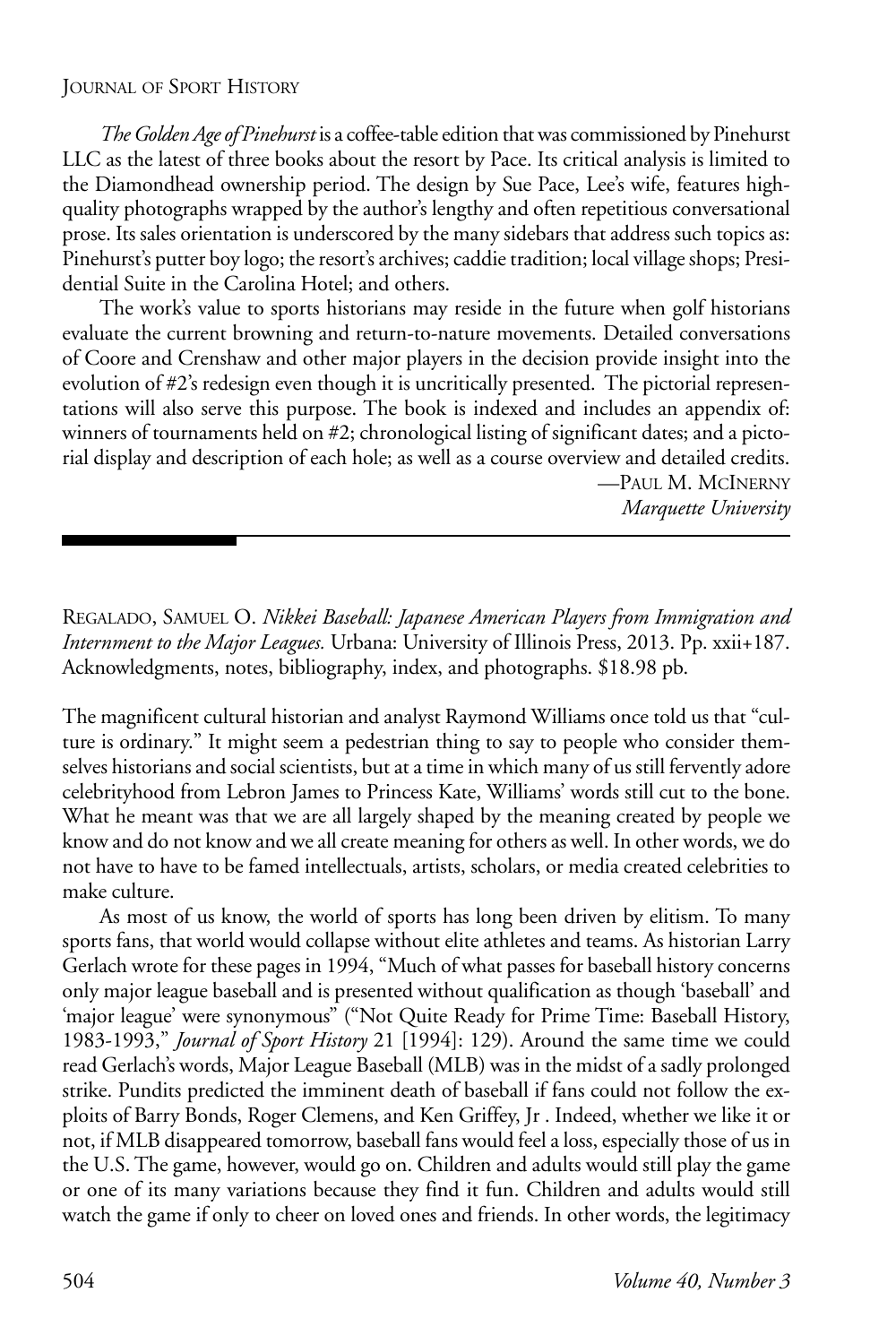*The Golden Age of Pinehurst* is a coffee-table edition that was commissioned by Pinehurst LLC as the latest of three books about the resort by Pace. Its critical analysis is limited to the Diamondhead ownership period. The design by Sue Pace, Lee's wife, features high-quality photographs wrapped by the author's lengthy and often repetitious conversational prose. Its sales orientation is underscored by the many sidebars that address such topics as: Pinehurst's putter boy logo; the resort's archives; caddie tradition; local village shops; Presidential Suite in the Carolina Hotel; and others.

The work's value to sports historians may reside in the future when golf historians evaluate the current browning and return-to-nature movements. Detailed conversations of Coore and Crenshaw and other major players in the decision provide insight into the evolution of #2's redesign even though it is uncritically presented. The pictorial representations will also serve this purpose. The book is indexed and includes an appendix of: winners of tournaments held on #2; chronological listing of significant dates; and a pictorial display and description of each hole; as well as a course overview and detailed credits.

—PAUL M. MCINERNY
*Marquette University*

---

REGALADO, SAMUEL O. *Nikkei Baseball: Japanese American Players from Immigration and Internment to the Major Leagues.* Urbana: University of Illinois Press, 2013. Pp. xxii+187. Acknowledgments, notes, bibliography, index, and photographs. $18.98 pb.

The magnificent cultural historian and analyst Raymond Williams once told us that "culture is ordinary." It might seem a pedestrian thing to say to people who consider themselves historians and social scientists, but at a time in which many of us still fervently adore celebrityhood from Lebron James to Princess Kate, Williams' words still cut to the bone. What he meant was that we are all largely shaped by the meaning created by people we know and do not know and we all create meaning for others as well. In other words, we do not have to have to be famed intellectuals, artists, scholars, or media created celebrities to make culture.

As most of us know, the world of sports has long been driven by elitism. To many sports fans, that world would collapse without elite athletes and teams. As historian Larry Gerlach wrote for these pages in 1994, "Much of what passes for baseball history concerns only major league baseball and is presented without qualification as though 'baseball' and 'major league' were synonymous" ("Not Quite Ready for Prime Time: Baseball History, 1983-1993," *Journal of Sport History* 21 [1994]: 129). Around the same time we could read Gerlach's words, Major League Baseball (MLB) was in the midst of a sadly prolonged strike. Pundits predicted the imminent death of baseball if fans could not follow the exploits of Barry Bonds, Roger Clemens, and Ken Griffey, Jr . Indeed, whether we like it or not, if MLB disappeared tomorrow, baseball fans would feel a loss, especially those of us in the U.S. The game, however, would go on. Children and adults would still play the game or one of its many variations because they find it fun. Children and adults would still watch the game if only to cheer on loved ones and friends. In other words, the legitimacy